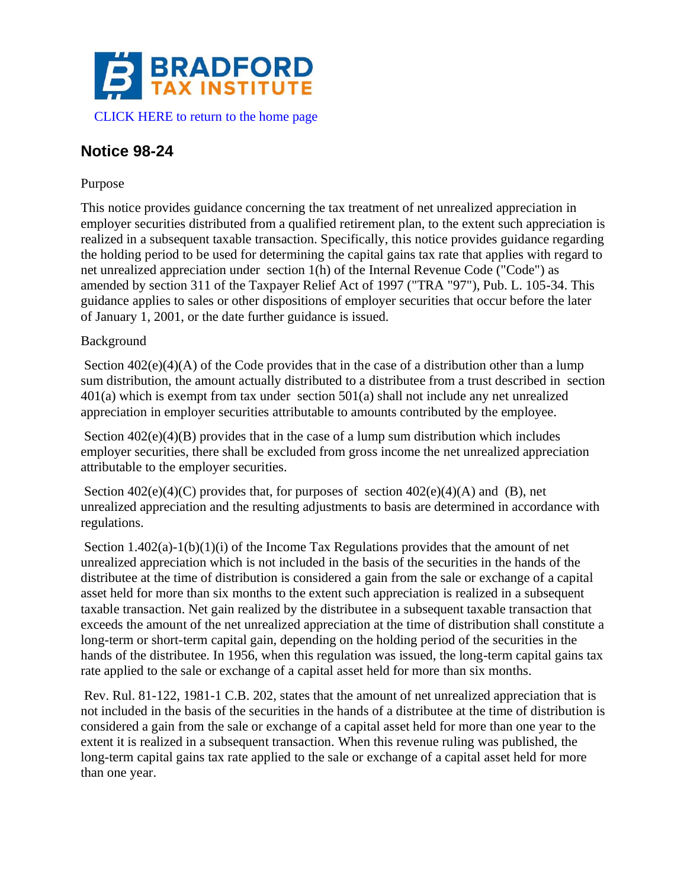CLICK HERE to return to the home page

## Notice 98-24

Purpose

This notice provides guidance concerning the tax treatment of net unrealized appreciation in employer securities distributed from a qualified retirement plan, to the extent such appreciation is realized in a subsequent taxable transaction. Specifically, this notice provides guidance regarding the holding period to be used for determining the capital gains tax rate that applies with regard to net unrealized appreciation under section 1(h) of the Internal Revenue Code ("Code") as amended by section 311 of the Taxpayer Relief Act of 1997 ("TRA "97"), Pub. L. 105-34. This guidance applies to sales or other dispositions of employer securities that occur before the later of January 1, 2001, or the date further guidance is issued.

Background

Section 402(e)(4)(A) of the Code provides that in the case of a distribution other than a lump sum distribution, the amount actually distributed to a distributee from a trust described in section 401(a) which is exempt from tax under section 501(a) shall not include any net unrealized appreciation in employer securities attributable to amounts contributed by the employee.

Section 402(e)(4)(B) provides that in the case of a lump sum distribution which includes employer securities, there shall be excluded from gross income the net unrealized appreciation attributable to the employer securities.

Section 402(e)(4)(C) provides that, for purposes of section 402(e)(4)(A) and (B), net unrealized appreciation and the resulting adjustments to basis are determined in accordance with regulations.

Section 1.402(a)-1(b)(1)(i) of the Income Tax Regulations provides that the amount of net unrealized appreciation which is not included in the basis of the securities in the hands of the distributee at the time of distribution is considered a gain from the sale or exchange of a capital asset held for more than six months to the extent such appreciation is realized in a subsequent taxable transaction. Net gain realized by the distributee in a subsequent taxable transaction that exceeds the amount of the net unrealized appreciation at the time of distribution shall constitute a long-term or short-term capital gain, depending on the holding period of the securities in the hands of the distributee. In 1956, when this regulation was issued, the long-term capital gains tax rate applied to the sale or exchange of a capital asset held for more than six months.

Rev. Rul. 81-122, 1981-1 C.B. 202, states that the amount of net unrealized appreciation that is not included in the basis of the securities in the hands of a distributee at the time of distribution is considered a gain from the sale or exchange of a capital asset held for more than one year to the extent it is realized in a subsequent transaction. When this revenue ruling was published, the long-term capital gains tax rate applied to the sale or exchange of a capital asset held for more than one year.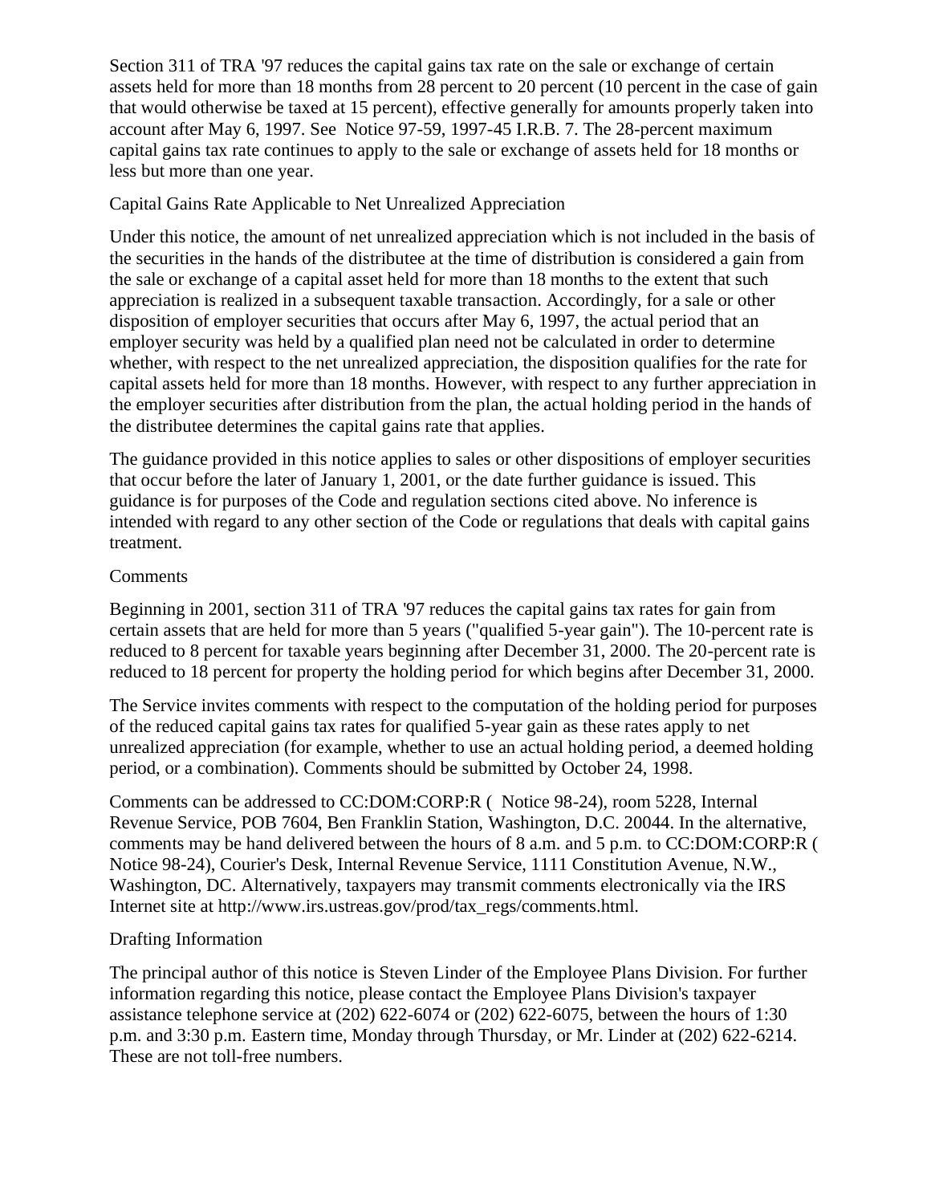Section 311 of TRA '97 reduces the capital gains tax rate on the sale or exchange of certain assets held for more than 18 months from 28 percent to 20 percent (10 percent in the case of gain that would otherwise be taxed at 15 percent), effective generally for amounts properly taken into account after May 6, 1997. See Notice 97-59, 1997-45 I.R.B. 7. The 28-percent maximum capital gains tax rate continues to apply to the sale or exchange of assets held for 18 months or less but more than one year.

## Capital Gains Rate Applicable to Net Unrealized Appreciation

Under this notice, the amount of net unrealized appreciation which is not included in the basis of the securities in the hands of the distributee at the time of distribution is considered a gain from the sale or exchange of a capital asset held for more than 18 months to the extent that such appreciation is realized in a subsequent taxable transaction. Accordingly, for a sale or other disposition of employer securities that occurs after May 6, 1997, the actual period that an employer security was held by a qualified plan need not be calculated in order to determine whether, with respect to the net unrealized appreciation, the disposition qualifies for the rate for capital assets held for more than 18 months. However, with respect to any further appreciation in the employer securities after distribution from the plan, the actual holding period in the hands of the distributee determines the capital gains rate that applies.

The guidance provided in this notice applies to sales or other dispositions of employer securities that occur before the later of January 1, 2001, or the date further guidance is issued. This guidance is for purposes of the Code and regulation sections cited above. No inference is intended with regard to any other section of the Code or regulations that deals with capital gains treatment.

## Comments

Beginning in 2001, section 311 of TRA '97 reduces the capital gains tax rates for gain from certain assets that are held for more than 5 years ("qualified 5-year gain"). The 10-percent rate is reduced to 8 percent for taxable years beginning after December 31, 2000. The 20-percent rate is reduced to 18 percent for property the holding period for which begins after December 31, 2000.

The Service invites comments with respect to the computation of the holding period for purposes of the reduced capital gains tax rates for qualified 5-year gain as these rates apply to net unrealized appreciation (for example, whether to use an actual holding period, a deemed holding period, or a combination). Comments should be submitted by October 24, 1998.

Comments can be addressed to CC:DOM:CORP:R ( Notice 98-24), room 5228, Internal Revenue Service, POB 7604, Ben Franklin Station, Washington, D.C. 20044. In the alternative, comments may be hand delivered between the hours of 8 a.m. and 5 p.m. to CC:DOM:CORP:R ( Notice 98-24), Courier's Desk, Internal Revenue Service, 1111 Constitution Avenue, N.W., Washington, DC. Alternatively, taxpayers may transmit comments electronically via the IRS Internet site at http://www.irs.ustreas.gov/prod/tax_regs/comments.html.

## Drafting Information

The principal author of this notice is Steven Linder of the Employee Plans Division. For further information regarding this notice, please contact the Employee Plans Division's taxpayer assistance telephone service at (202) 622-6074 or (202) 622-6075, between the hours of 1:30 p.m. and 3:30 p.m. Eastern time, Monday through Thursday, or Mr. Linder at (202) 622-6214. These are not toll-free numbers.